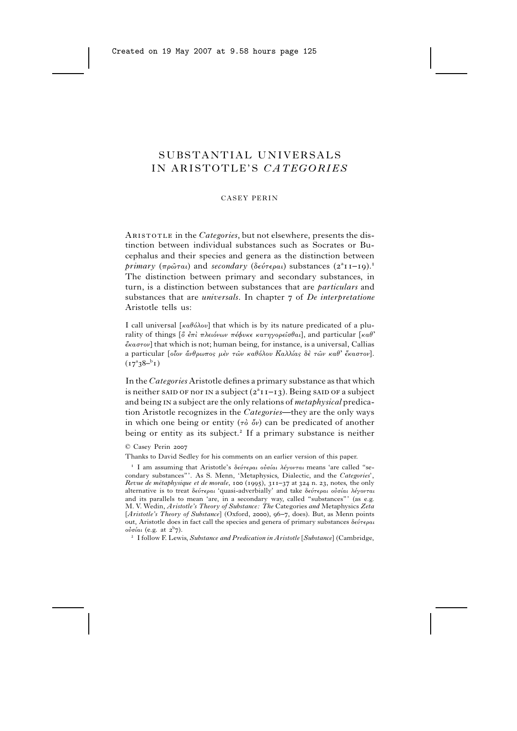# SUBSTANTIAL UNIVERSALS IN ARISTOTLE'S *CATEGORIES*

CASEY PERIN

ARISTOTLE in the *Categories*, but not elsewhere, presents the distinction between individual substances such as Socrates or Bucephalus and their species and genera as the distinction between *primary* (πρῶται) and *secondary* (δεύτεραι) substances ($2^a$11–19).[1] The distinction between primary and secondary substances, in turn, is a distinction between substances that are *particulars* and substances that are *universals*. In chapter 7 of *De interpretatione* Aristotle tells us:

> I call universal [καθόλου] that which is by its nature predicated of a plurality of things [ὃ ἐπὶ πλειόνων πέφυκε κατηγορεῖσθαι], and particular [καθ' ἕκαστον] that which is not; human being, for instance, is a universal, Callias a particular [οἷον ἄνθρωπος μὲν τῶν καθόλου Καλλίας δὲ τῶν καθ' ἕκαστον]. ($17^a$38–$^b$1)

In the *Categories* Aristotle defines a primary substance as that which is neither SAID OF nor IN a subject ($2^a$11–13). Being SAID OF a subject and being IN a subject are the only relations of *metaphysical* predication Aristotle recognizes in the *Categories*—they are the only ways in which one being or entity (τὸ ὄν) can be predicated of another being or entity as its subject.[2] If a primary substance is neither

© Casey Perin 2007

Thanks to David Sedley for his comments on an earlier version of this paper.

[1] I am assuming that Aristotle's δεύτεραι οὐσίαι λέγονται means 'are called "secondary substances"'. As S. Menn, 'Metaphysics, Dialectic, and the *Categories*', *Revue de métaphysique et de morale*, 100 (1995), 311–37 at 324 n. 23, notes, the only alternative is to treat δεύτεραι 'quasi-adverbially' and take δεύτεραι οὐσίαι λέγονται and its parallels to mean 'are, in a secondary way, called "substances"' (as e.g. M. V. Wedin, *Aristotle's Theory of Substance: The* Categories *and* Metaphysics *Zeta* [*Aristotle's Theory of Substance*] (Oxford, 2000), 96–7, does). But, as Menn points out, Aristotle does in fact call the species and genera of primary substances δεύτεραι οὐσίαι (e.g. at $2^b$7).

[2] I follow F. Lewis, *Substance and Predication in Aristotle* [*Substance*] (Cambridge,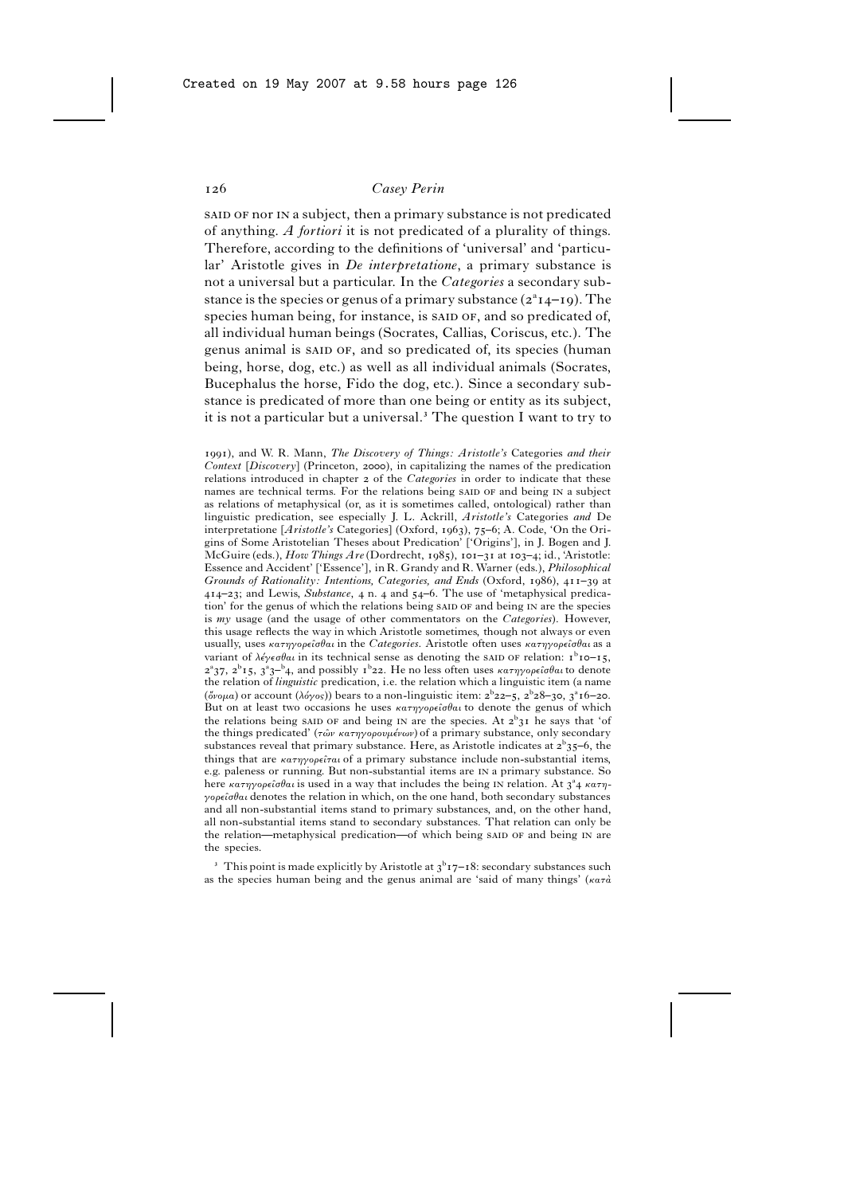SAID OF nor IN a subject, then a primary substance is not predicated of anything. *A fortiori* it is not predicated of a plurality of things. Therefore, according to the definitions of 'universal' and 'particular' Aristotle gives in *De interpretatione*, a primary substance is not a universal but a particular. In the *Categories* a secondary substance is the species or genus of a primary substance ($2^a14$–19). The species human being, for instance, is SAID OF, and so predicated of, all individual human beings (Socrates, Callias, Coriscus, etc.). The genus animal is SAID OF, and so predicated of, its species (human being, horse, dog, etc.) as well as all individual animals (Socrates, Bucephalus the horse, Fido the dog, etc.). Since a secondary substance is predicated of more than one being or entity as its subject, it is not a particular but a universal.[3] The question I want to try to

1991), and W. R. Mann, *The Discovery of Things: Aristotle's* Categories *and their Context* [*Discovery*] (Princeton, 2000), in capitalizing the names of the predication relations introduced in chapter 2 of the *Categories* in order to indicate that these names are technical terms. For the relations being SAID OF and being IN a subject as relations of metaphysical (or, as it is sometimes called, ontological) rather than linguistic predication, see especially J. L. Ackrill, *Aristotle's* Categories *and* De interpretatione [*Aristotle's* Categories] (Oxford, 1963), 75–6; A. Code, 'On the Origins of Some Aristotelian Theses about Predication' ['Origins'], in J. Bogen and J. McGuire (eds.), *How Things Are* (Dordrecht, 1985), 101–31 at 103–4; id., 'Aristotle: Essence and Accident' ['Essence'], in R. Grandy and R. Warner (eds.), *Philosophical Grounds of Rationality: Intentions, Categories, and Ends* (Oxford, 1986), 411–39 at 414–23; and Lewis, *Substance*, 4 n. 4 and 54–6. The use of 'metaphysical predication' for the genus of which the relations being SAID OF and being IN are the species is *my* usage (and the usage of other commentators on the *Categories*). However, this usage reflects the way in which Aristotle sometimes, though not always or even usually, uses κατηγορεῖσθαι in the *Categories*. Aristotle often uses κατηγορεῖσθαι as a variant of λέγεσθαι in its technical sense as denoting the SAID OF relation: $1^b10$–15, $2^a37$, $2^b15$, $3^a3$–$^b4$, and possibly $1^b22$. He no less often uses κατηγορεῖσθαι to denote the relation of *linguistic* predication, i.e. the relation which a linguistic item (a name (ὄνομα) or account (λόγος)) bears to a non-linguistic item: $2^b22$–5, $2^b28$–30, $3^a16$–20. But on at least two occasions he uses κατηγορεῖσθαι to denote the genus of which the relations being SAID OF and being IN are the species. At $2^b31$ he says that 'of the things predicated' (τῶν κατηγορουμένων) of a primary substance, only secondary substances reveal that primary substance. Here, as Aristotle indicates at $2^b35$–6, the things that are κατηγορεῖται of a primary substance include non-substantial items, e.g. paleness or running. But non-substantial items are IN a primary substance. So here κατηγορεῖσθαι is used in a way that includes the being IN relation. At $3^a4$ κατηγορεῖσθαι denotes the relation in which, on the one hand, both secondary substances and all non-substantial items stand to primary substances, and, on the other hand, all non-substantial items stand to secondary substances. That relation can only be the relation—metaphysical predication—of which being SAID OF and being IN are the species.

[3] This point is made explicitly by Aristotle at $3^b17$–18: secondary substances such as the species human being and the genus animal are 'said of many things' (κατὰ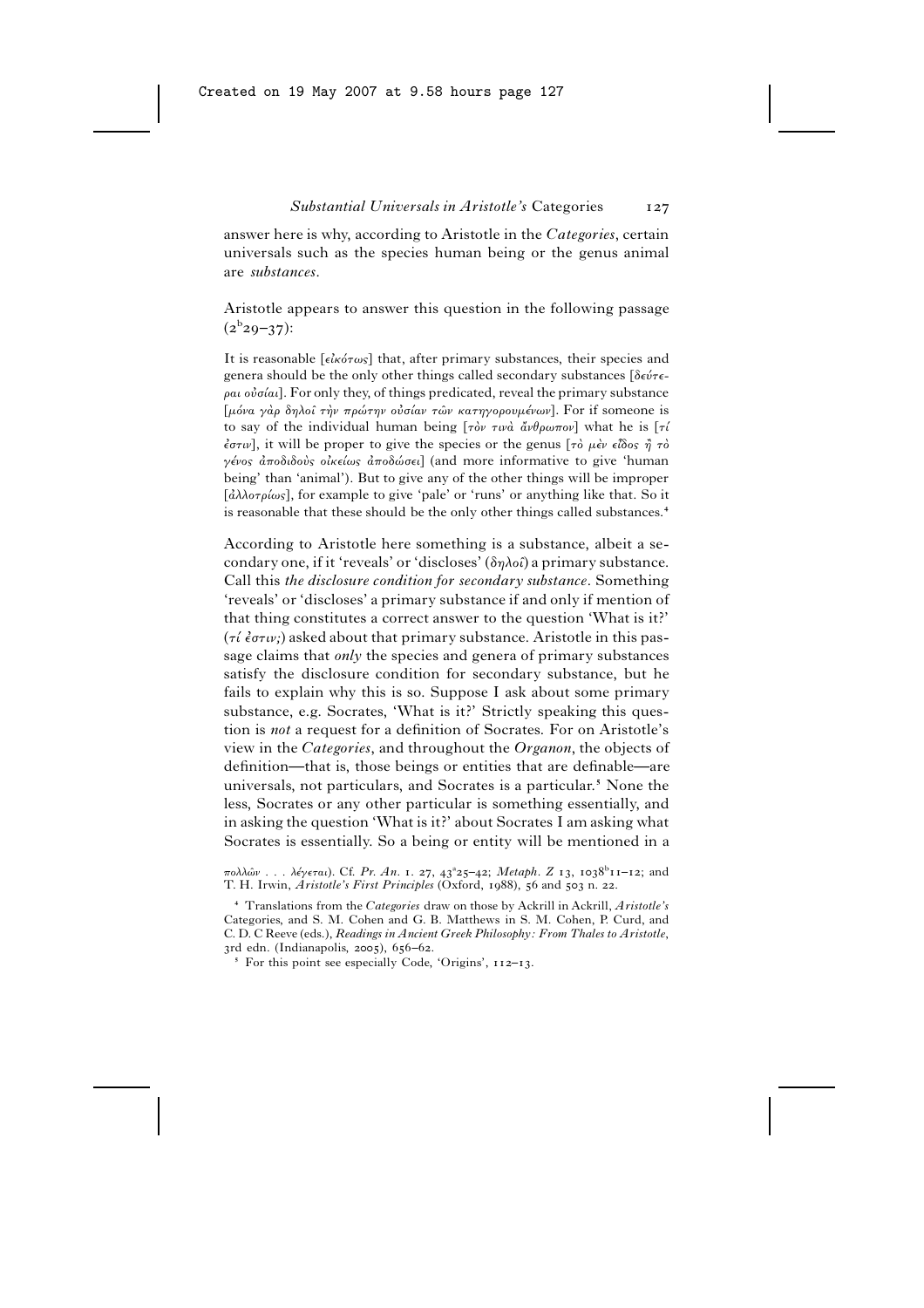answer here is why, according to Aristotle in the *Categories*, certain universals such as the species human being or the genus animal are *substances*.

Aristotle appears to answer this question in the following passage ($2^b29$–37):

> It is reasonable [εἰκότως] that, after primary substances, their species and genera should be the only other things called secondary substances [δεύτεραι οὐσίαι]. For only they, of things predicated, reveal the primary substance [μόνα γὰρ δηλοῖ τὴν πρώτην οὐσίαν τῶν κατηγορουμένων]. For if someone is to say of the individual human being [τὸν τινὰ ἄνθρωπον] what he is [τί ἐστιν], it will be proper to give the species or the genus [τὸ μὲν εἶδος ἢ τὸ γένος ἀποδιδοὺς οἰκείως ἀποδώσει] (and more informative to give 'human being' than 'animal'). But to give any of the other things will be improper [ἀλλοτρίως], for example to give 'pale' or 'runs' or anything like that. So it is reasonable that these should be the only other things called substances.[4]

According to Aristotle here something is a substance, albeit a secondary one, if it 'reveals' or 'discloses' (δηλοῖ) a primary substance. Call this *the disclosure condition for secondary substance*. Something 'reveals' or 'discloses' a primary substance if and only if mention of that thing constitutes a correct answer to the question 'What is it?' (τί ἐστιν;) asked about that primary substance. Aristotle in this passage claims that *only* the species and genera of primary substances satisfy the disclosure condition for secondary substance, but he fails to explain why this is so. Suppose I ask about some primary substance, e.g. Socrates, 'What is it?' Strictly speaking this question is *not* a request for a definition of Socrates. For on Aristotle's view in the *Categories*, and throughout the *Organon*, the objects of definition—that is, those beings or entities that are definable—are universals, not particulars, and Socrates is a particular.[5] None the less, Socrates or any other particular is something essentially, and in asking the question 'What is it?' about Socrates I am asking what Socrates is essentially. So a being or entity will be mentioned in a

πολλῶν . . . λέγεται). Cf. *Pr. An.* 1. 27, $43^a25$–42; *Metaph.* Z 13, $1038^b11$–12; and T. H. Irwin, *Aristotle's First Principles* (Oxford, 1988), 56 and 503 n. 22.

[4] Translations from the *Categories* draw on those by Ackrill in Ackrill, *Aristotle's* Categories, and S. M. Cohen and G. B. Matthews in S. M. Cohen, P. Curd, and C. D. C Reeve (eds.), *Readings in Ancient Greek Philosophy: From Thales to Aristotle*, 3rd edn. (Indianapolis, 2005), 656–62.

[5] For this point see especially Code, 'Origins', 112–13.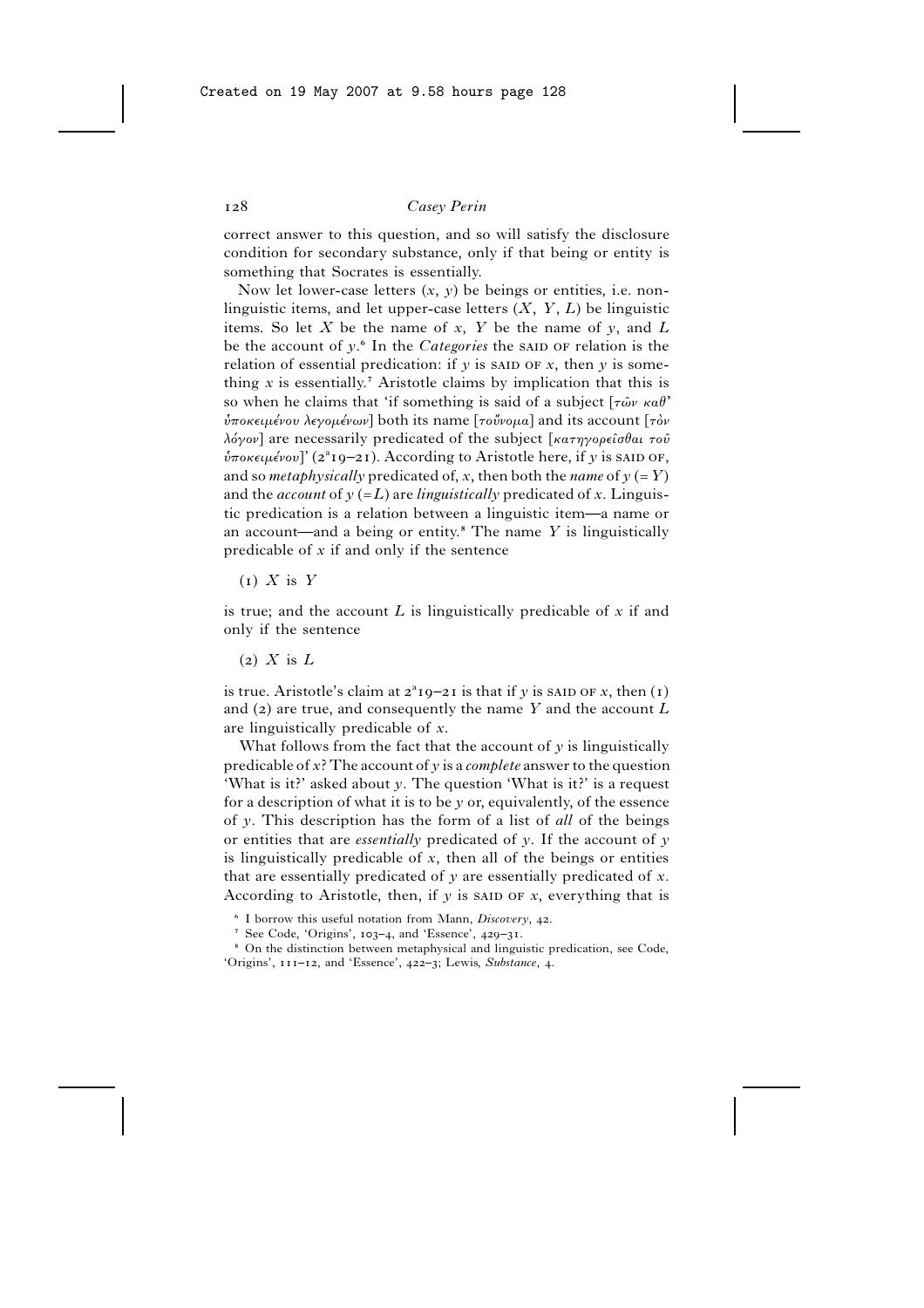correct answer to this question, and so will satisfy the disclosure condition for secondary substance, only if that being or entity is something that Socrates is essentially.

Now let lower-case letters ($x$, $y$) be beings or entities, i.e. non-linguistic items, and let upper-case letters ($X$, $Y$, $L$) be linguistic items. So let $X$ be the name of $x$, $Y$ be the name of $y$, and $L$ be the account of $y$.[6] In the *Categories* the SAID OF relation is the relation of essential predication: if $y$ is SAID OF $x$, then $y$ is something $x$ is essentially.[7] Aristotle claims by implication that this is so when he claims that 'if something is said of a subject [τῶν καθ' ὑποκειμένου λεγομένων] both its name [τοὔνομα] and its account [τὸν λόγον] are necessarily predicated of the subject [κατηγορεῖσθαι τοῦ ὑποκειμένου]' ($2^a19$–21). According to Aristotle here, if $y$ is SAID OF, and so *metaphysically* predicated of, $x$, then both the *name* of $y$ (= $Y$) and the *account* of $y$ (= $L$) are *linguistically* predicated of $x$. Linguistic predication is a relation between a linguistic item—a name or an account—and a being or entity.[8] The name $Y$ is linguistically predicable of $x$ if and only if the sentence

(1) $X$ is $Y$

is true; and the account $L$ is linguistically predicable of $x$ if and only if the sentence

(2) $X$ is $L$

is true. Aristotle's claim at $2^a19$–21 is that if $y$ is SAID OF $x$, then (1) and (2) are true, and consequently the name $Y$ and the account $L$ are linguistically predicable of $x$.

What follows from the fact that the account of $y$ is linguistically predicable of $x$? The account of $y$ is a *complete* answer to the question 'What is it?' asked about $y$. The question 'What is it?' is a request for a description of what it is to be $y$ or, equivalently, of the essence of $y$. This description has the form of a list of *all* of the beings or entities that are *essentially* predicated of $y$. If the account of $y$ is linguistically predicable of $x$, then all of the beings or entities that are essentially predicated of $y$ are essentially predicated of $x$. According to Aristotle, then, if $y$ is SAID OF $x$, everything that is

[6] I borrow this useful notation from Mann, *Discovery*, 42.

[7] See Code, 'Origins', 103–4, and 'Essence', 429–31.

[8] On the distinction between metaphysical and linguistic predication, see Code, 'Origins', 111–12, and 'Essence', 422–3; Lewis, *Substance*, 4.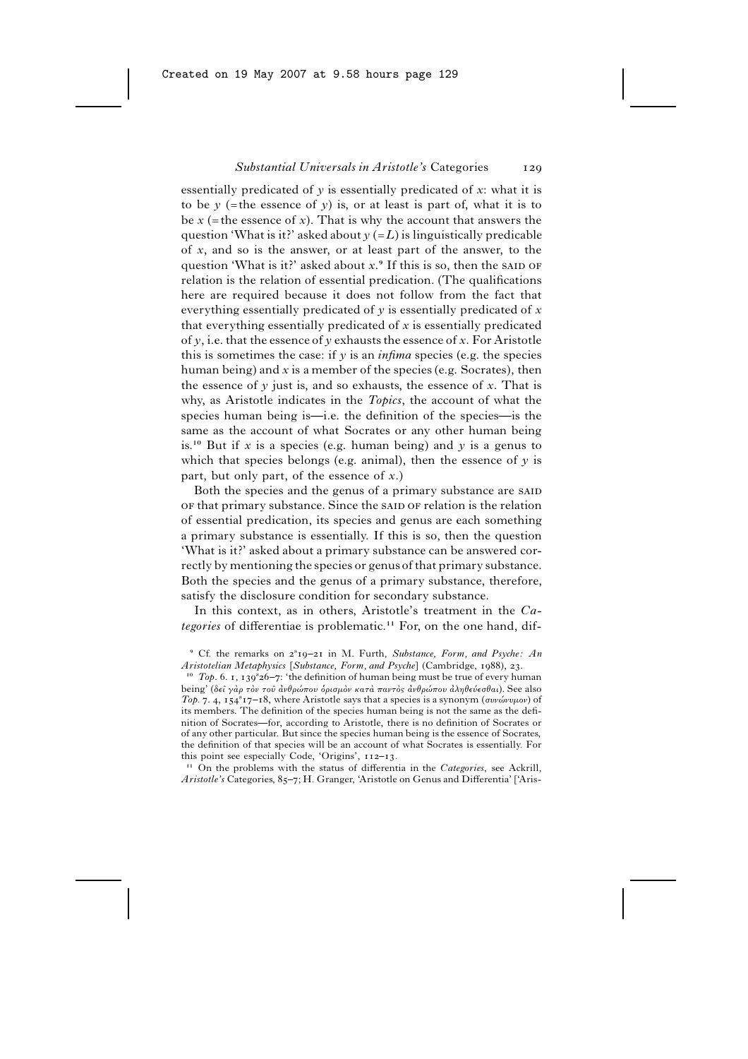essentially predicated of *y* is essentially predicated of *x*: what it is to be *y* (= the essence of *y*) is, or at least is part of, what it is to be *x* (= the essence of *x*). That is why the account that answers the question 'What is it?' asked about *y* (= *L*) is linguistically predicable of *x*, and so is the answer, or at least part of the answer, to the question 'What is it?' asked about *x*.[9] If this is so, then the SAID OF relation is the relation of essential predication. (The qualifications here are required because it does not follow from the fact that everything essentially predicated of *y* is essentially predicated of *x* that everything essentially predicated of *x* is essentially predicated of *y*, i.e. that the essence of *y* exhausts the essence of *x*. For Aristotle this is sometimes the case: if *y* is an *infima* species (e.g. the species human being) and *x* is a member of the species (e.g. Socrates), then the essence of *y* just is, and so exhausts, the essence of *x*. That is why, as Aristotle indicates in the *Topics*, the account of what the species human being is—i.e. the definition of the species—is the same as the account of what Socrates or any other human being is.[10] But if *x* is a species (e.g. human being) and *y* is a genus to which that species belongs (e.g. animal), then the essence of *y* is part, but only part, of the essence of *x*.)

Both the species and the genus of a primary substance are SAID OF that primary substance. Since the SAID OF relation is the relation of essential predication, its species and genus are each something a primary substance is essentially. If this is so, then the question 'What is it?' asked about a primary substance can be answered correctly by mentioning the species or genus of that primary substance. Both the species and the genus of a primary substance, therefore, satisfy the disclosure condition for secondary substance.

In this context, as in others, Aristotle's treatment in the *Categories* of differentiae is problematic.[11] For, on the one hand, dif-

[9] Cf. the remarks on 2ᵃ19–21 in M. Furth, *Substance, Form, and Psyche: An Aristotelian Metaphysics* [*Substance, Form, and Psyche*] (Cambridge, 1988), 23.

[10] *Top.* 6. 1, 139ᵃ26–7: 'the definition of human being must be true of every human being' (δεῖ γὰρ τὸν τοῦ ἀνθρώπου ὁρισμὸν κατὰ παντὸς ἀνθρώπου ἀληθεύεσθαι). See also *Top.* 7. 4, 154ᵃ17–18, where Aristotle says that a species is a synonym (συνώνυμον) of its members. The definition of the species human being is not the same as the definition of Socrates—for, according to Aristotle, there is no definition of Socrates or of any other particular. But since the species human being is the essence of Socrates, the definition of that species will be an account of what Socrates is essentially. For this point see especially Code, 'Origins', 112–13.

[11] On the problems with the status of differentia in the *Categories*, see Ackrill, *Aristotle's* Categories, 85–7; H. Granger, 'Aristotle on Genus and Differentia' ['Aris-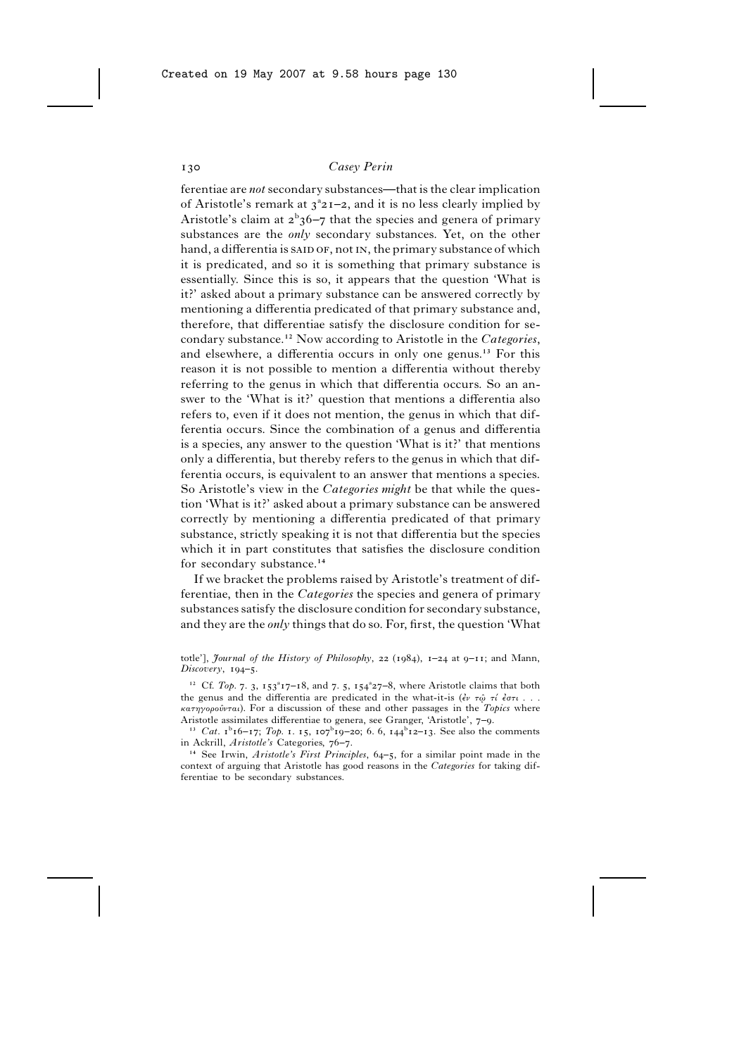ferentiae are *not* secondary substances—that is the clear implication of Aristotle's remark at 3ᵃ21–2, and it is no less clearly implied by Aristotle's claim at 2ᵇ36–7 that the species and genera of primary substances are the *only* secondary substances. Yet, on the other hand, a differentia is SAID OF, not IN, the primary substance of which it is predicated, and so it is something that primary substance is essentially. Since this is so, it appears that the question 'What is it?' asked about a primary substance can be answered correctly by mentioning a differentia predicated of that primary substance and, therefore, that differentiae satisfy the disclosure condition for secondary substance.[12] Now according to Aristotle in the *Categories*, and elsewhere, a differentia occurs in only one genus.[13] For this reason it is not possible to mention a differentia without thereby referring to the genus in which that differentia occurs. So an answer to the 'What is it?' question that mentions a differentia also refers to, even if it does not mention, the genus in which that differentia occurs. Since the combination of a genus and differentia is a species, any answer to the question 'What is it?' that mentions only a differentia, but thereby refers to the genus in which that differentia occurs, is equivalent to an answer that mentions a species. So Aristotle's view in the *Categories might* be that while the question 'What is it?' asked about a primary substance can be answered correctly by mentioning a differentia predicated of that primary substance, strictly speaking it is not that differentia but the species which it in part constitutes that satisfies the disclosure condition for secondary substance.[14]

If we bracket the problems raised by Aristotle's treatment of differentiae, then in the *Categories* the species and genera of primary substances satisfy the disclosure condition for secondary substance, and they are the *only* things that do so. For, first, the question 'What

totle'], *Journal of the History of Philosophy*, 22 (1984), 1–24 at 9–11; and Mann, *Discovery*, 194–5.

[12] Cf. *Top*. 7. 3, 153ᵃ17–18, and 7. 5, 154ᵃ27–8, where Aristotle claims that both the genus and the differentia are predicated in the what-it-is (ἐν τῷ τί ἐστι . . . κατηγοροῦνται). For a discussion of these and other passages in the *Topics* where Aristotle assimilates differentiae to genera, see Granger, 'Aristotle', 7–9.

[13] *Cat*. 1ᵇ16–17; *Top*. 1. 15, 107ᵇ19–20; 6. 6, 144ᵇ12–13. See also the comments in Ackrill, *Aristotle's* Categories*,* 76–7.

[14] See Irwin, *Aristotle's First Principles*, 64–5, for a similar point made in the context of arguing that Aristotle has good reasons in the *Categories* for taking differentiae to be secondary substances.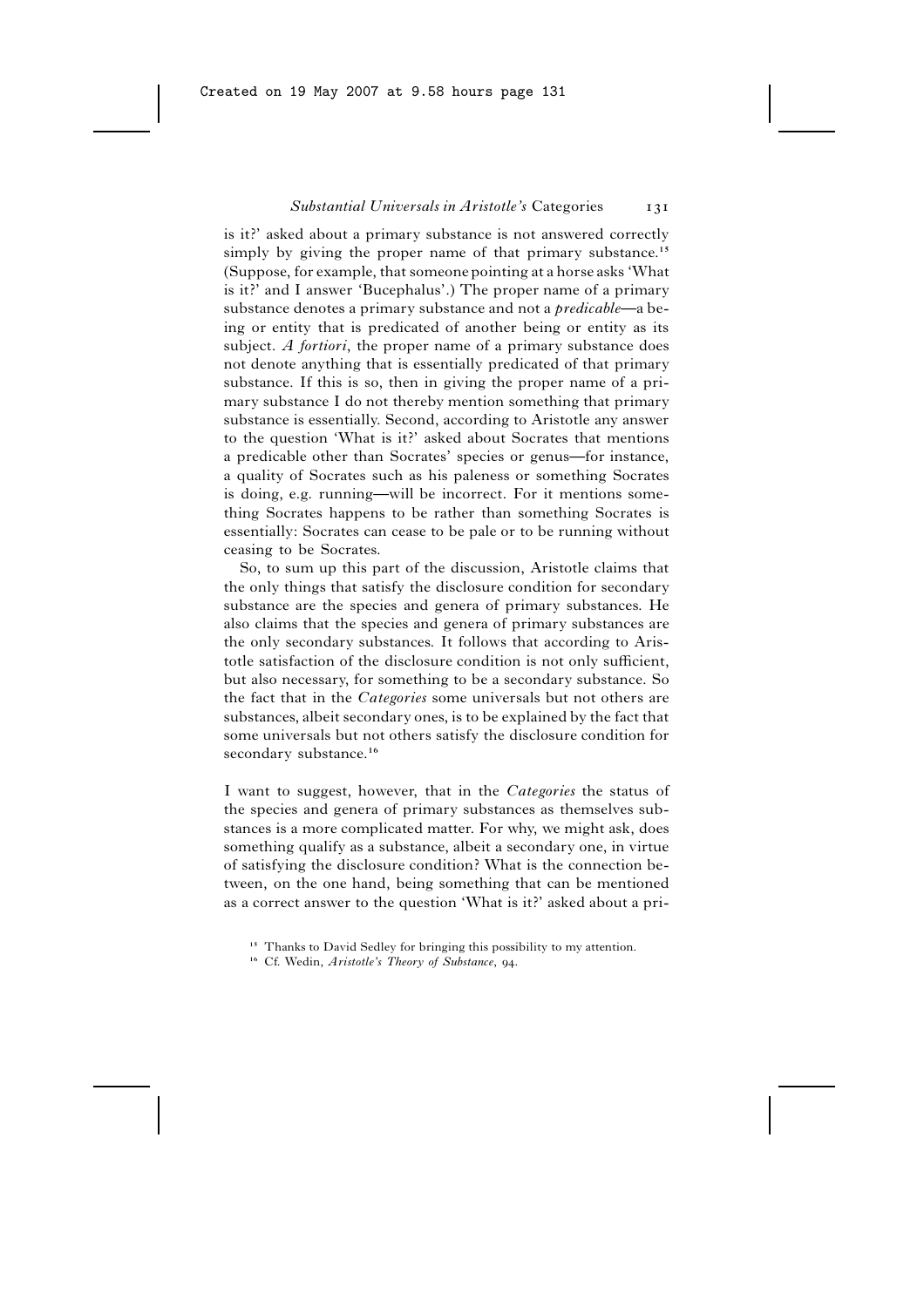is it?' asked about a primary substance is not answered correctly simply by giving the proper name of that primary substance.[15] (Suppose, for example, that someone pointing at a horse asks 'What is it?' and I answer 'Bucephalus'.) The proper name of a primary substance denotes a primary substance and not a *predicable*—a being or entity that is predicated of another being or entity as its subject. *A fortiori*, the proper name of a primary substance does not denote anything that is essentially predicated of that primary substance. If this is so, then in giving the proper name of a primary substance I do not thereby mention something that primary substance is essentially. Second, according to Aristotle any answer to the question 'What is it?' asked about Socrates that mentions a predicable other than Socrates' species or genus—for instance, a quality of Socrates such as his paleness or something Socrates is doing, e.g. running—will be incorrect. For it mentions something Socrates happens to be rather than something Socrates is essentially: Socrates can cease to be pale or to be running without ceasing to be Socrates.

So, to sum up this part of the discussion, Aristotle claims that the only things that satisfy the disclosure condition for secondary substance are the species and genera of primary substances. He also claims that the species and genera of primary substances are the only secondary substances. It follows that according to Aristotle satisfaction of the disclosure condition is not only sufficient, but also necessary, for something to be a secondary substance. So the fact that in the *Categories* some universals but not others are substances, albeit secondary ones, is to be explained by the fact that some universals but not others satisfy the disclosure condition for secondary substance.[16]

I want to suggest, however, that in the *Categories* the status of the species and genera of primary substances as themselves substances is a more complicated matter. For why, we might ask, does something qualify as a substance, albeit a secondary one, in virtue of satisfying the disclosure condition? What is the connection between, on the one hand, being something that can be mentioned as a correct answer to the question 'What is it?' asked about a pri-

[15] Thanks to David Sedley for bringing this possibility to my attention.

[16] Cf. Wedin, *Aristotle's Theory of Substance*, 94.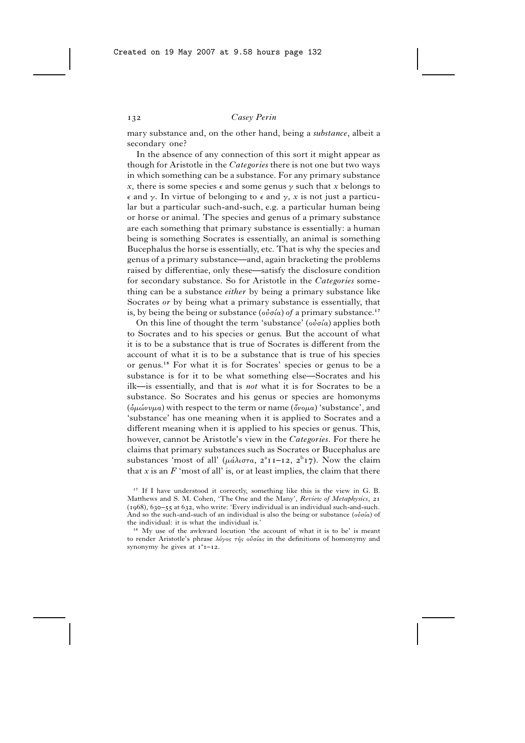mary substance and, on the other hand, being a *substance*, albeit a secondary one?

In the absence of any connection of this sort it might appear as though for Aristotle in the *Categories* there is not one but two ways in which something can be a substance. For any primary substance $x$, there is some species $\epsilon$ and some genus $\gamma$ such that $x$ belongs to $\epsilon$ and $\gamma$. In virtue of belonging to $\epsilon$ and $\gamma$, $x$ is not just a particular but a particular such-and-such, e.g. a particular human being or horse or animal. The species and genus of a primary substance are each something that primary substance is essentially: a human being is something Socrates is essentially, an animal is something Bucephalus the horse is essentially, etc. That is why the species and genus of a primary substance—and, again bracketing the problems raised by differentiae, only these—satisfy the disclosure condition for secondary substance. So for Aristotle in the *Categories* something can be a substance *either* by being a primary substance like Socrates *or* by being what a primary substance is essentially, that is, by being the being or substance (*οὐσία*) *of* a primary substance.[17]

On this line of thought the term 'substance' (*οὐσία*) applies both to Socrates and to his species or genus. But the account of what it is to be a substance that is true of Socrates is different from the account of what it is to be a substance that is true of his species or genus.[18] For what it is for Socrates' species or genus to be a substance is for it to be what something else—Socrates and his ilk—is essentially, and that is *not* what it is for Socrates to be a substance. So Socrates and his genus or species are homonyms (*ὁμώνυμα*) with respect to the term or name (*ὄνομα*) 'substance', and 'substance' has one meaning when it is applied to Socrates and a different meaning when it is applied to his species or genus. This, however, cannot be Aristotle's view in the *Categories*. For there he claims that primary substances such as Socrates or Bucephalus are substances 'most of all' (*μάλιστα*, 2$^{a}$11–12, 2$^{b}$17). Now the claim that $x$ is an $F$ 'most of all' is, or at least implies, the claim that there

[17] If I have understood it correctly, something like this is the view in G. B. Matthews and S. M. Cohen, 'The One and the Many', *Review of Metaphysics*, 21 (1968), 630–55 at 632, who write: 'Every individual is an individual such-and-such. And so the such-and-such of an individual is also the being or substance (*οὐσία*) of the individual: it is what the individual is.'

[18] My use of the awkward locution 'the account of what it is to be' is meant to render Aristotle's phrase *λόγος τῆς οὐσίας* in the definitions of homonymy and synonymy he gives at 1$^{a}$1–12.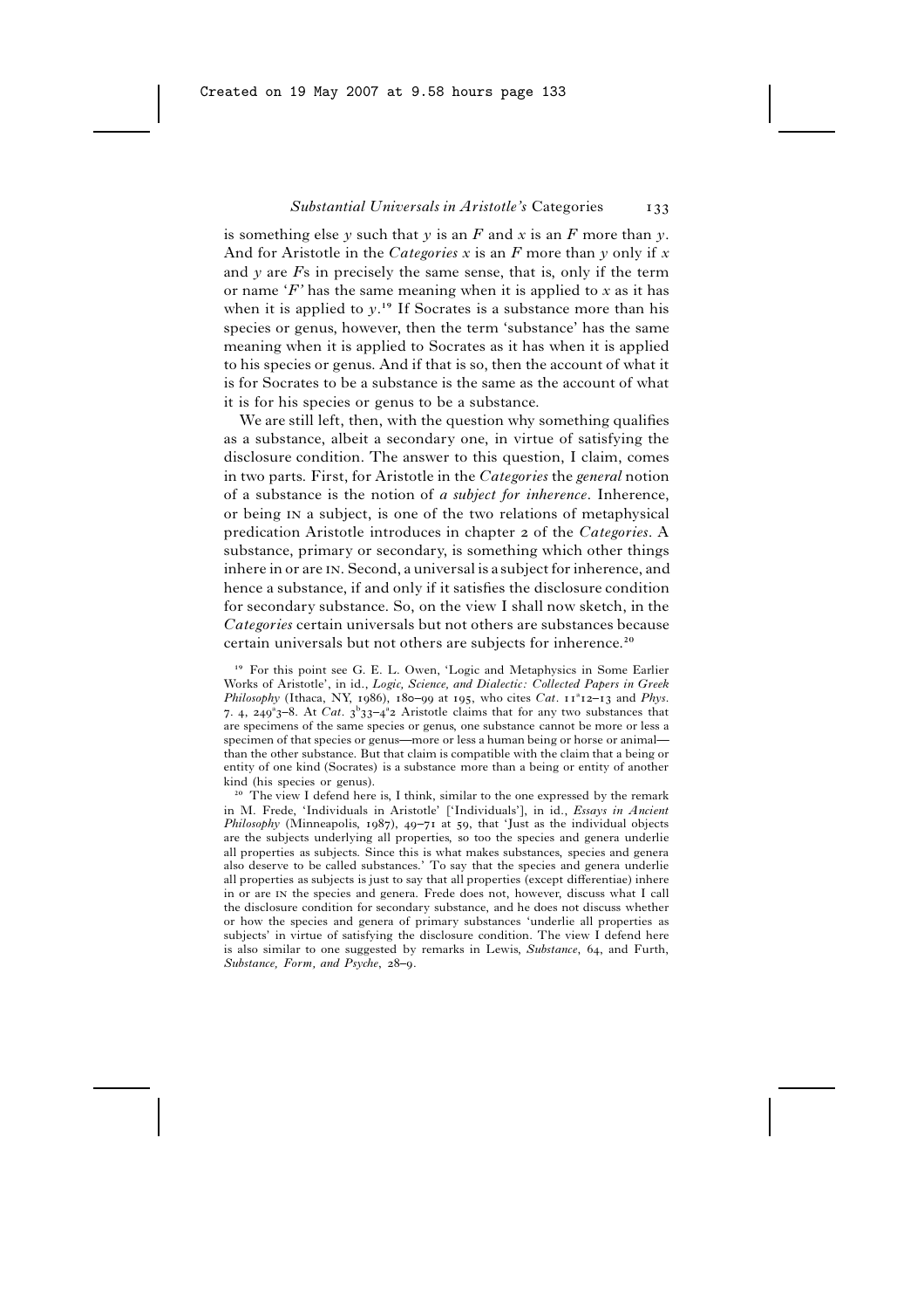is something else $y$ such that $y$ is an $F$ and $x$ is an $F$ more than $y$. And for Aristotle in the *Categories* $x$ is an $F$ more than $y$ only if $x$ and $y$ are $F$s in precisely the same sense, that is, only if the term or name '$F$' has the same meaning when it is applied to $x$ as it has when it is applied to $y$.[19] If Socrates is a substance more than his species or genus, however, then the term 'substance' has the same meaning when it is applied to Socrates as it has when it is applied to his species or genus. And if that is so, then the account of what it is for Socrates to be a substance is the same as the account of what it is for his species or genus to be a substance.

We are still left, then, with the question why something qualifies as a substance, albeit a secondary one, in virtue of satisfying the disclosure condition. The answer to this question, I claim, comes in two parts. First, for Aristotle in the *Categories* the *general* notion of a substance is the notion of *a subject for inherence*. Inherence, or being IN a subject, is one of the two relations of metaphysical predication Aristotle introduces in chapter 2 of the *Categories*. A substance, primary or secondary, is something which other things inhere in or are IN. Second, a universal is a subject for inherence, and hence a substance, if and only if it satisfies the disclosure condition for secondary substance. So, on the view I shall now sketch, in the *Categories* certain universals but not others are substances because certain universals but not others are subjects for inherence.[20]

[19] For this point see G. E. L. Owen, 'Logic and Metaphysics in Some Earlier Works of Aristotle', in id., *Logic, Science, and Dialectic: Collected Papers in Greek Philosophy* (Ithaca, NY, 1986), 180–99 at 195, who cites *Cat.* 11$^a$12–13 and *Phys.* 7. 4, 249$^a$3–8. At *Cat.* 3$^b$33–4$^a$2 Aristotle claims that for any two substances that are specimens of the same species or genus, one substance cannot be more or less a specimen of that species or genus—more or less a human being or horse or animal—than the other substance. But that claim is compatible with the claim that a being or entity of one kind (Socrates) is a substance more than a being or entity of another kind (his species or genus).

[20] The view I defend here is, I think, similar to the one expressed by the remark in M. Frede, 'Individuals in Aristotle' ['Individuals'], in id., *Essays in Ancient Philosophy* (Minneapolis, 1987), 49–71 at 59, that 'Just as the individual objects are the subjects underlying all properties, so too the species and genera underlie all properties as subjects. Since this is what makes substances, species and genera also deserve to be called substances.' To say that the species and genera underlie all properties as subjects is just to say that all properties (except differentiae) inhere in or are IN the species and genera. Frede does not, however, discuss what I call the disclosure condition for secondary substance, and he does not discuss whether or how the species and genera of primary substances 'underlie all properties as subjects' in virtue of satisfying the disclosure condition. The view I defend here is also similar to one suggested by remarks in Lewis, *Substance*, 64, and Furth, *Substance, Form, and Psyche*, 28–9.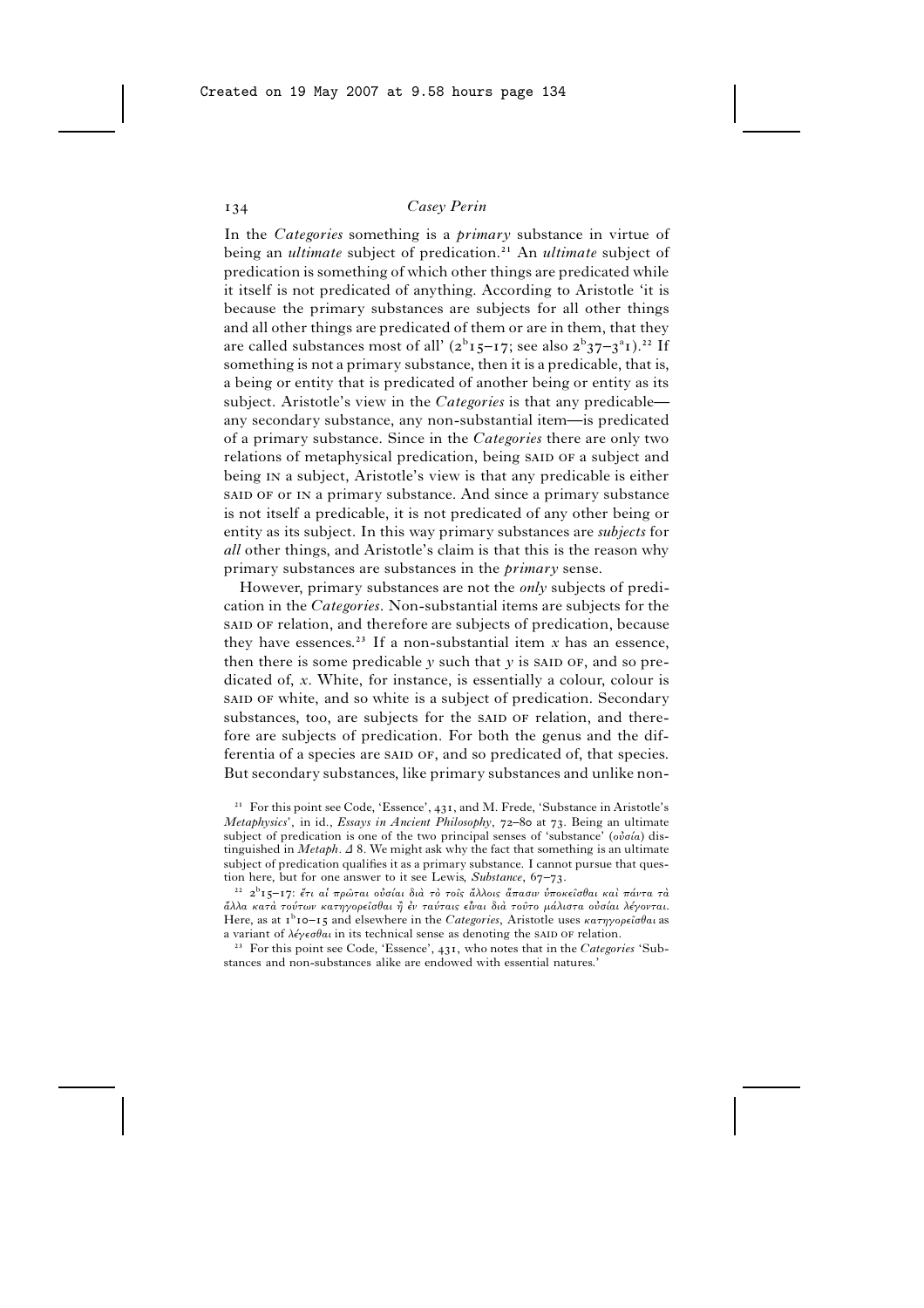In the *Categories* something is a *primary* substance in virtue of being an *ultimate* subject of predication.[21] An *ultimate* subject of predication is something of which other things are predicated while it itself is not predicated of anything. According to Aristotle 'it is because the primary substances are subjects for all other things and all other things are predicated of them or are in them, that they are called substances most of all' ($2^{b}15$–$17$; see also $2^{b}37$–$3^{a}1$).[22] If something is not a primary substance, then it is a predicable, that is, a being or entity that is predicated of another being or entity as its subject. Aristotle's view in the *Categories* is that any predicable—any secondary substance, any non-substantial item—is predicated of a primary substance. Since in the *Categories* there are only two relations of metaphysical predication, being SAID OF a subject and being IN a subject, Aristotle's view is that any predicable is either SAID OF or IN a primary substance. And since a primary substance is not itself a predicable, it is not predicated of any other being or entity as its subject. In this way primary substances are *subjects* for *all* other things, and Aristotle's claim is that this is the reason why primary substances are substances in the *primary* sense.

However, primary substances are not the *only* subjects of predication in the *Categories*. Non-substantial items are subjects for the SAID OF relation, and therefore are subjects of predication, because they have essences.[23] If a non-substantial item $x$ has an essence, then there is some predicable $y$ such that $y$ is SAID OF, and so predicated of, $x$. White, for instance, is essentially a colour, colour is SAID OF white, and so white is a subject of predication. Secondary substances, too, are subjects for the SAID OF relation, and therefore are subjects of predication. For both the genus and the differentia of a species are SAID OF, and so predicated of, that species. But secondary substances, like primary substances and unlike non-

[21] For this point see Code, 'Essence', 431, and M. Frede, 'Substance in Aristotle's *Metaphysics*', in id., *Essays in Ancient Philosophy*, 72–80 at 73. Being an ultimate subject of predication is one of the two principal senses of 'substance' (οὐσία) distinguished in *Metaph*. Δ 8. We might ask why the fact that something is an ultimate subject of predication qualifies it as a primary substance. I cannot pursue that question here, but for one answer to it see Lewis, *Substance*, 67–73.

[22] $2^{b}15$–$17$: ἔτι αἱ πρῶται οὐσίαι διὰ τὸ τοῖς ἄλλοις ἅπασιν ὑποκεῖσθαι καὶ πάντα τὰ ἄλλα κατὰ τούτων κατηγορεῖσθαι ἢ ἐν ταύταις εἶναι διὰ τοῦτο μάλιστα οὐσίαι λέγονται. Here, as at $1^{b}10$–$15$ and elsewhere in the *Categories*, Aristotle uses κατηγορεῖσθαι as a variant of λέγεσθαι in its technical sense as denoting the SAID OF relation.

[23] For this point see Code, 'Essence', 431, who notes that in the *Categories* 'Substances and non-substances alike are endowed with essential natures.'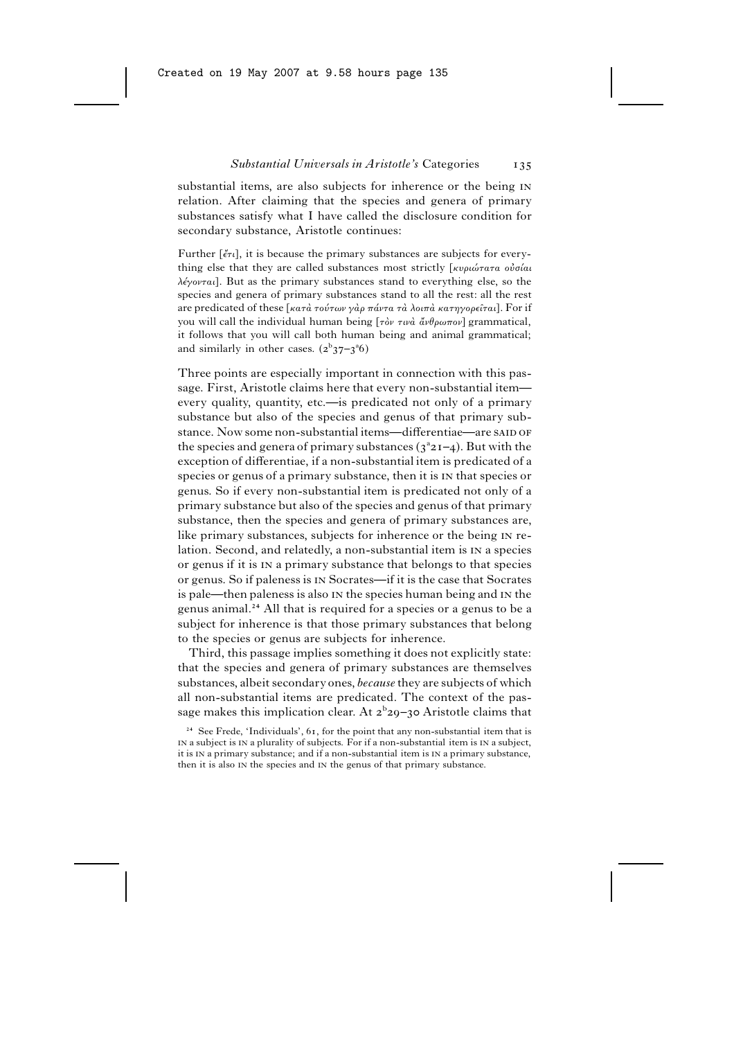substantial items, are also subjects for inherence or the being IN relation. After claiming that the species and genera of primary substances satisfy what I have called the disclosure condition for secondary substance, Aristotle continues:

> Further [ἔτι], it is because the primary substances are subjects for everything else that they are called substances most strictly [κυριώτατα οὐσίαι λέγονται]. But as the primary substances stand to everything else, so the species and genera of primary substances stand to all the rest: all the rest are predicated of these [κατὰ τούτων γὰρ πάντα τὰ λοιπὰ κατηγορεῖται]. For if you will call the individual human being [τὸν τινὰ ἄνθρωπον] grammatical, it follows that you will call both human being and animal grammatical; and similarly in other cases. ($2^b37$–$3^a6$)

Three points are especially important in connection with this passage. First, Aristotle claims here that every non-substantial item—every quality, quantity, etc.—is predicated not only of a primary substance but also of the species and genus of that primary substance. Now some non-substantial items—differentiae—are SAID OF the species and genera of primary substances ($3^a21$–4). But with the exception of differentiae, if a non-substantial item is predicated of a species or genus of a primary substance, then it is IN that species or genus. So if every non-substantial item is predicated not only of a primary substance but also of the species and genus of that primary substance, then the species and genera of primary substances are, like primary substances, subjects for inherence or the being IN relation. Second, and relatedly, a non-substantial item is IN a species or genus if it is IN a primary substance that belongs to that species or genus. So if paleness is IN Socrates—if it is the case that Socrates is pale—then paleness is also IN the species human being and IN the genus animal.[24] All that is required for a species or a genus to be a subject for inherence is that those primary substances that belong to the species or genus are subjects for inherence.

Third, this passage implies something it does not explicitly state: that the species and genera of primary substances are themselves substances, albeit secondary ones, *because* they are subjects of which all non-substantial items are predicated. The context of the passage makes this implication clear. At $2^b29$–30 Aristotle claims that

[24] See Frede, 'Individuals', 61, for the point that any non-substantial item that is IN a subject is IN a plurality of subjects. For if a non-substantial item is IN a subject, it is IN a primary substance; and if a non-substantial item is IN a primary substance, then it is also IN the species and IN the genus of that primary substance.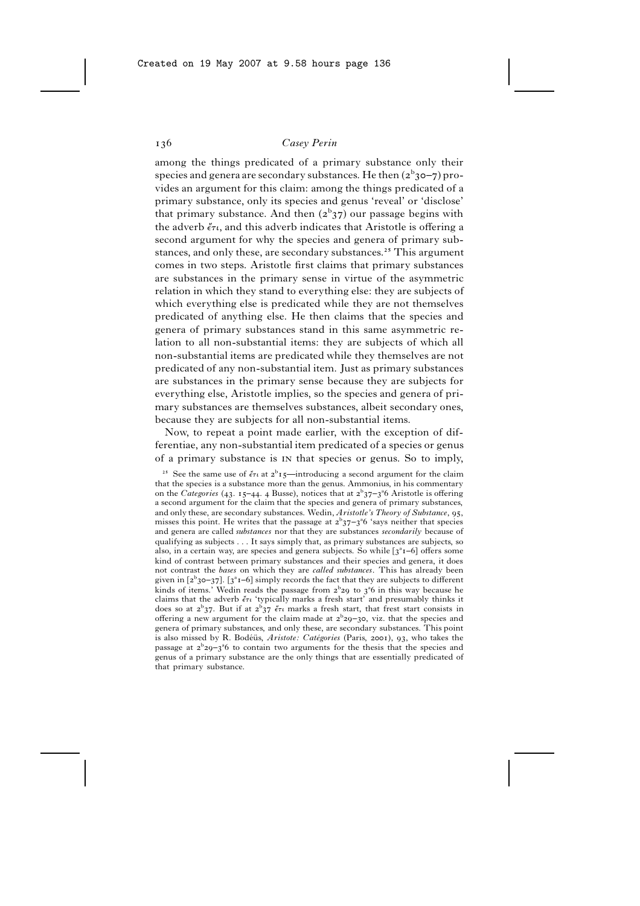among the things predicated of a primary substance only their species and genera are secondary substances. He then ($2^b30$–7) provides an argument for this claim: among the things predicated of a primary substance, only its species and genus 'reveal' or 'disclose' that primary substance. And then ($2^b37$) our passage begins with the adverb ἔτι, and this adverb indicates that Aristotle is offering a second argument for why the species and genera of primary substances, and only these, are secondary substances.[25] This argument comes in two steps. Aristotle first claims that primary substances are substances in the primary sense in virtue of the asymmetric relation in which they stand to everything else: they are subjects of which everything else is predicated while they are not themselves predicated of anything else. He then claims that the species and genera of primary substances stand in this same asymmetric relation to all non-substantial items: they are subjects of which all non-substantial items are predicated while they themselves are not predicated of any non-substantial item. Just as primary substances are substances in the primary sense because they are subjects for everything else, Aristotle implies, so the species and genera of primary substances are themselves substances, albeit secondary ones, because they are subjects for all non-substantial items.

Now, to repeat a point made earlier, with the exception of differentiae, any non-substantial item predicated of a species or genus of a primary substance is IN that species or genus. So to imply,

[25] See the same use of ἔτι at $2^b15$—introducing a second argument for the claim that the species is a substance more than the genus. Ammonius, in his commentary on the *Categories* (43. 15–44. 4 Busse), notices that at $2^b37$–$3^a6$ Aristotle is offering a second argument for the claim that the species and genera of primary substances, and only these, are secondary substances. Wedin, *Aristotle's Theory of Substance*, 95, misses this point. He writes that the passage at $2^b37$–$3^a6$ 'says neither that species and genera are called *substances* nor that they are substances *secondarily* because of qualifying as subjects . . . It says simply that, as primary substances are subjects, so also, in a certain way, are species and genera subjects. So while [$3^a1$–6] offers some kind of contrast between primary substances and their species and genera, it does not contrast the *bases* on which they are *called substances*. This has already been given in [$2^b30$–37]. [$3^a1$–6] simply records the fact that they are subjects to different kinds of items.' Wedin reads the passage from $2^b29$ to $3^a6$ in this way because he claims that the adverb ἔτι 'typically marks a fresh start' and presumably thinks it does so at $2^b37$. But if at $2^b37$ ἔτι marks a fresh start, that frest start consists in offering a new argument for the claim made at $2^b29$–30, viz. that the species and genera of primary substances, and only these, are secondary substances. This point is also missed by R. Bodéüs, *Aristote: Catégories* (Paris, 2001), 93, who takes the passage at $2^b29$–$3^a6$ to contain two arguments for the thesis that the species and genus of a primary substance are the only things that are essentially predicated of that primary substance.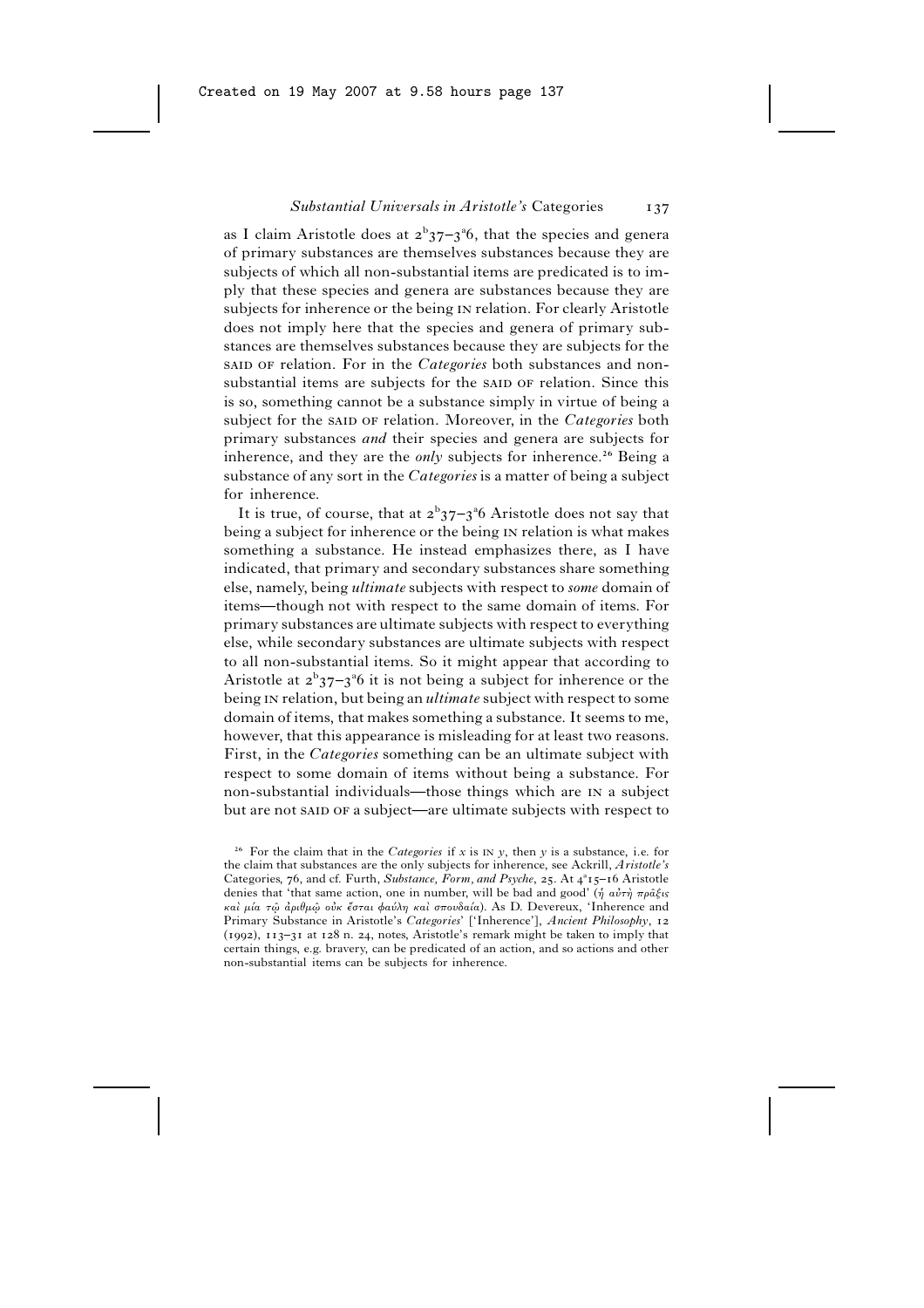as I claim Aristotle does at $2^b37$–$3^a6$, that the species and genera of primary substances are themselves substances because they are subjects of which all non-substantial items are predicated is to imply that these species and genera are substances because they are subjects for inherence or the being IN relation. For clearly Aristotle does not imply here that the species and genera of primary substances are themselves substances because they are subjects for the SAID OF relation. For in the *Categories* both substances and non-substantial items are subjects for the SAID OF relation. Since this is so, something cannot be a substance simply in virtue of being a subject for the SAID OF relation. Moreover, in the *Categories* both primary substances *and* their species and genera are subjects for inherence, and they are the *only* subjects for inherence.[26] Being a substance of any sort in the *Categories* is a matter of being a subject for inherence.

It is true, of course, that at $2^b37$–$3^a6$ Aristotle does not say that being a subject for inherence or the being IN relation is what makes something a substance. He instead emphasizes there, as I have indicated, that primary and secondary substances share something else, namely, being *ultimate* subjects with respect to *some* domain of items—though not with respect to the same domain of items. For primary substances are ultimate subjects with respect to everything else, while secondary substances are ultimate subjects with respect to all non-substantial items. So it might appear that according to Aristotle at $2^b37$–$3^a6$ it is not being a subject for inherence or the being IN relation, but being an *ultimate* subject with respect to some domain of items, that makes something a substance. It seems to me, however, that this appearance is misleading for at least two reasons. First, in the *Categories* something can be an ultimate subject with respect to some domain of items without being a substance. For non-substantial individuals—those things which are IN a subject but are not SAID OF a subject—are ultimate subjects with respect to

[26] For the claim that in the *Categories* if $x$ is IN $y$, then $y$ is a substance, i.e. for the claim that substances are the only subjects for inherence, see Ackrill, *Aristotle's* Categories, 76, and cf. Furth, *Substance, Form, and Psyche*, 25. At $4^a15$–16 Aristotle denies that 'that same action, one in number, will be bad and good' (ἡ αὐτὴ πρᾶξις καὶ μία τῷ ἀριθμῷ οὐκ ἔσται φαύλη καὶ σπουδαία). As D. Devereux, 'Inherence and Primary Substance in Aristotle's *Categories*' ['Inherence'], *Ancient Philosophy*, 12 (1992), 113–31 at 128 n. 24, notes, Aristotle's remark might be taken to imply that certain things, e.g. bravery, can be predicated of an action, and so actions and other non-substantial items can be subjects for inherence.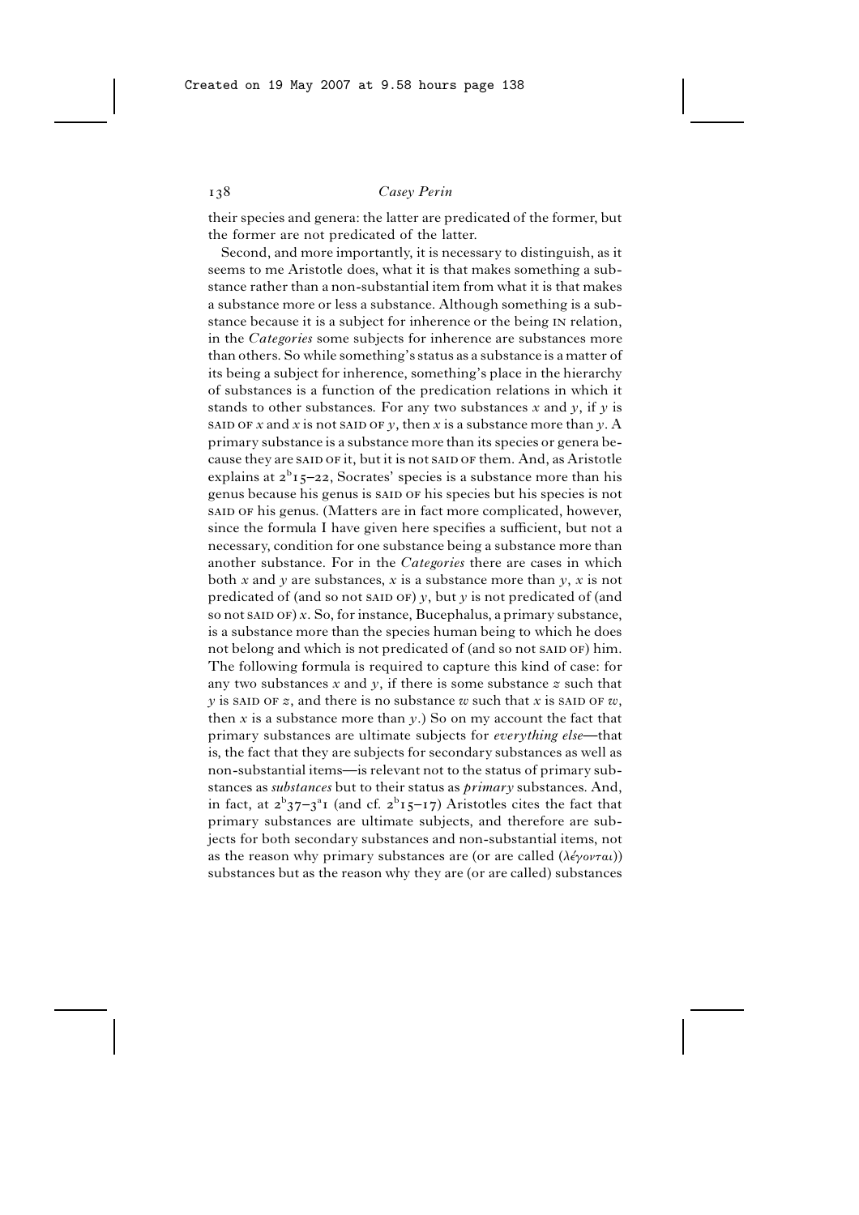their species and genera: the latter are predicated of the former, but the former are not predicated of the latter.

Second, and more importantly, it is necessary to distinguish, as it seems to me Aristotle does, what it is that makes something a substance rather than a non-substantial item from what it is that makes a substance more or less a substance. Although something is a substance because it is a subject for inherence or the being IN relation, in the *Categories* some subjects for inherence are substances more than others. So while something's status as a substance is a matter of its being a subject for inherence, something's place in the hierarchy of substances is a function of the predication relations in which it stands to other substances. For any two substances $x$ and $y$, if $y$ is SAID OF $x$ and $x$ is not SAID OF $y$, then $x$ is a substance more than $y$. A primary substance is a substance more than its species or genera because they are SAID OF it, but it is not SAID OF them. And, as Aristotle explains at $2^b15$–22, Socrates' species is a substance more than his genus because his genus is SAID OF his species but his species is not SAID OF his genus. (Matters are in fact more complicated, however, since the formula I have given here specifies a sufficient, but not a necessary, condition for one substance being a substance more than another substance. For in the *Categories* there are cases in which both $x$ and $y$ are substances, $x$ is a substance more than $y$, $x$ is not predicated of (and so not SAID OF) $y$, but $y$ is not predicated of (and so not SAID OF) $x$. So, for instance, Bucephalus, a primary substance, is a substance more than the species human being to which he does not belong and which is not predicated of (and so not SAID OF) him. The following formula is required to capture this kind of case: for any two substances $x$ and $y$, if there is some substance $z$ such that $y$ is SAID OF $z$, and there is no substance $w$ such that $x$ is SAID OF $w$, then $x$ is a substance more than $y$.) So on my account the fact that primary substances are ultimate subjects for *everything else*—that is, the fact that they are subjects for secondary substances as well as non-substantial items—is relevant not to the status of primary substances as *substances* but to their status as *primary* substances. And, in fact, at $2^b37$–$3^a1$ (and cf. $2^b15$–17) Aristotles cites the fact that primary substances are ultimate subjects, and therefore are subjects for both secondary substances and non-substantial items, not as the reason why primary substances are (or are called (λέγονται)) substances but as the reason why they are (or are called) substances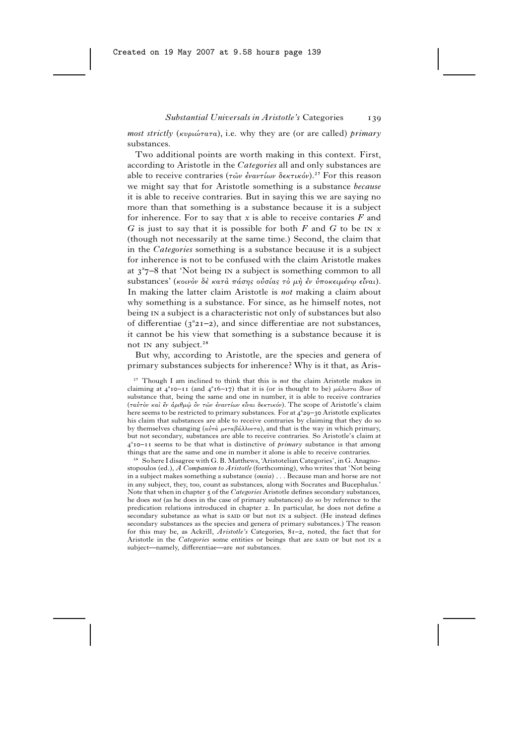*most strictly* (κυριώτατα), i.e. why they are (or are called) *primary* substances.

Two additional points are worth making in this context. First, according to Aristotle in the *Categories* all and only substances are able to receive contraries (τῶν ἐναντίων δεκτικόν).[27] For this reason we might say that for Aristotle something is a substance *because* it is able to receive contraries. But in saying this we are saying no more than that something is a substance because it is a subject for inherence. For to say that $x$ is able to receive contaries $F$ and $G$ is just to say that it is possible for both $F$ and $G$ to be IN $x$ (though not necessarily at the same time.) Second, the claim that in the *Categories* something is a substance because it is a subject for inherence is not to be confused with the claim Aristotle makes at 3ᵃ7–8 that 'Not being IN a subject is something common to all substances' (κοινὸν δὲ κατὰ πάσης οὐσίας τὸ μὴ ἐν ὑποκειμένῳ εἶναι). In making the latter claim Aristotle is *not* making a claim about why something is a substance. For since, as he himself notes, not being IN a subject is a characteristic not only of substances but also of differentiae (3ᵃ21–2), and since differentiae are not substances, it cannot be his view that something is a substance because it is not IN any subject.[28]

But why, according to Aristotle, are the species and genera of primary substances subjects for inherence? Why is it that, as Aris-

[27] Though I am inclined to think that this is *not* the claim Aristotle makes in claiming at 4ᵃ10–11 (and 4ᵃ16–17) that it is (or is thought to be) μάλιστα ἴδιον of substance that, being the same and one in number, it is able to receive contraries (ταὐτὸν καὶ ἓν ἀριθμῷ ὂν τῶν ἐναντίων εἶναι δεκτικόν). The scope of Aristotle's claim here seems to be restricted to primary substances. For at 4ᵃ29–30 Aristotle explicates his claim that substances are able to receive contraries by claiming that they do so by themselves changing (αὐτὰ μεταβάλλοντα), and that is the way in which primary, but not secondary, substances are able to receive contraries. So Aristotle's claim at 4ᵃ10–11 seems to be that what is distinctive of *primary* substance is that among things that are the same and one in number it alone is able to receive contraries.

[28] So here I disagree with G. B. Matthews, 'Aristotelian Categories', in G. Anagnostopoulos (ed.), *A Companion to Aristotle* (forthcoming), who writes that 'Not being in a subject makes something a substance (*ousia*) . . . Because man and horse are not in any subject, they, too, count as substances, along with Socrates and Bucephalus.' Note that when in chapter 5 of the *Categories* Aristotle defines secondary substances, he does *not* (as he does in the case of primary substances) do so by reference to the predication relations introduced in chapter 2. In particular, he does not define a secondary substance as what is SAID OF but not IN a subject. (He instead defines secondary substances as the species and genera of primary substances.) The reason for this may be, as Ackrill, *Aristotle's* Categories, 81–2, noted, the fact that for Aristotle in the *Categories* some entities or beings that are SAID OF but not IN a subject—namely, differentiae—are *not* substances.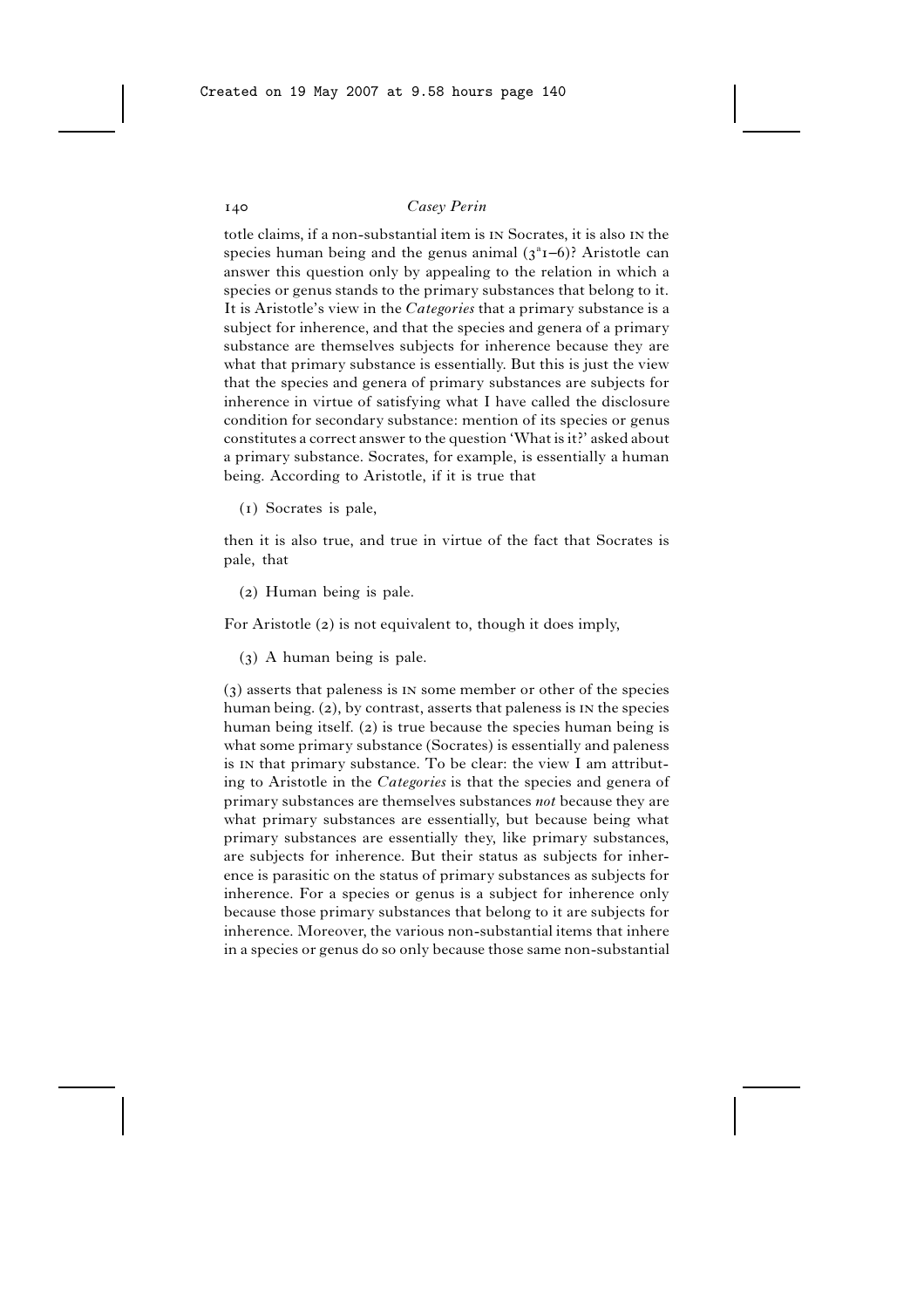totle claims, if a non-substantial item is IN Socrates, it is also IN the species human being and the genus animal ($3^a1$–6)? Aristotle can answer this question only by appealing to the relation in which a species or genus stands to the primary substances that belong to it. It is Aristotle's view in the *Categories* that a primary substance is a subject for inherence, and that the species and genera of a primary substance are themselves subjects for inherence because they are what that primary substance is essentially. But this is just the view that the species and genera of primary substances are subjects for inherence in virtue of satisfying what I have called the disclosure condition for secondary substance: mention of its species or genus constitutes a correct answer to the question 'What is it?' asked about a primary substance. Socrates, for example, is essentially a human being. According to Aristotle, if it is true that

(1) Socrates is pale,

then it is also true, and true in virtue of the fact that Socrates is pale, that

(2) Human being is pale.

For Aristotle (2) is not equivalent to, though it does imply,

(3) A human being is pale.

(3) asserts that paleness is IN some member or other of the species human being. (2), by contrast, asserts that paleness is IN the species human being itself. (2) is true because the species human being is what some primary substance (Socrates) is essentially and paleness is IN that primary substance. To be clear: the view I am attributing to Aristotle in the *Categories* is that the species and genera of primary substances are themselves substances *not* because they are what primary substances are essentially, but because being what primary substances are essentially they, like primary substances, are subjects for inherence. But their status as subjects for inherence is parasitic on the status of primary substances as subjects for inherence. For a species or genus is a subject for inherence only because those primary substances that belong to it are subjects for inherence. Moreover, the various non-substantial items that inhere in a species or genus do so only because those same non-substantial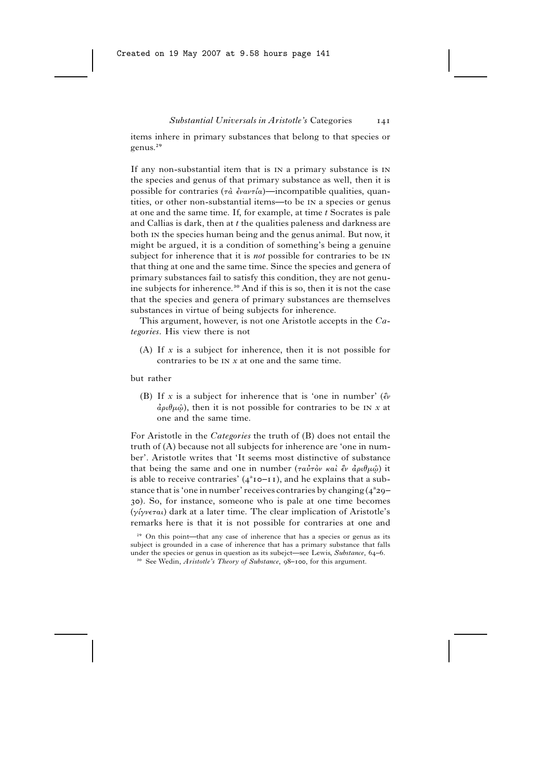items inhere in primary substances that belong to that species or genus.[29]

If any non-substantial item that is IN a primary substance is IN the species and genus of that primary substance as well, then it is possible for contraries (τὰ ἐναντία)—incompatible qualities, quantities, or other non-substantial items—to be IN a species or genus at one and the same time. If, for example, at time *t* Socrates is pale and Callias is dark, then at *t* the qualities paleness and darkness are both IN the species human being and the genus animal. But now, it might be argued, it is a condition of something's being a genuine subject for inherence that it is *not* possible for contraries to be IN that thing at one and the same time. Since the species and genera of primary substances fail to satisfy this condition, they are not genuine subjects for inherence.[30] And if this is so, then it is not the case that the species and genera of primary substances are themselves substances in virtue of being subjects for inherence.

This argument, however, is not one Aristotle accepts in the *Categories*. His view there is not

(A) If *x* is a subject for inherence, then it is not possible for contraries to be IN *x* at one and the same time.

but rather

(B) If *x* is a subject for inherence that is 'one in number' (ἓν ἀριθμῷ), then it is not possible for contraries to be IN *x* at one and the same time.

For Aristotle in the *Categories* the truth of (B) does not entail the truth of (A) because not all subjects for inherence are 'one in number'. Aristotle writes that 'It seems most distinctive of substance that being the same and one in number (ταὐτὸν καὶ ἓν ἀριθμῷ) it is able to receive contraries' (4ᵃ10–11), and he explains that a substance that is 'one in number' receives contraries by changing (4ᵃ29–30). So, for instance, someone who is pale at one time becomes (γίγνεται) dark at a later time. The clear implication of Aristotle's remarks here is that it is not possible for contraries at one and

[29] On this point—that any case of inherence that has a species or genus as its subject is grounded in a case of inherence that has a primary substance that falls under the species or genus in question as its subejct—see Lewis, *Substance*, 64–6.

[30] See Wedin, *Aristotle's Theory of Substance*, 98–100, for this argument.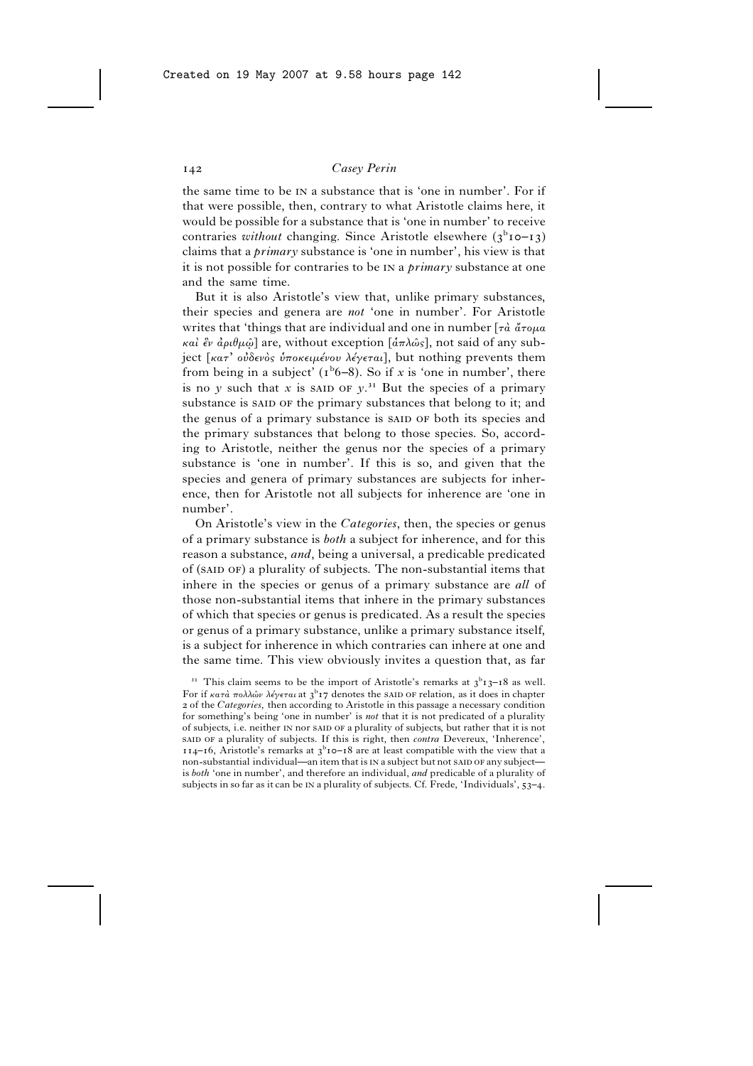the same time to be IN a substance that is 'one in number'. For if that were possible, then, contrary to what Aristotle claims here, it would be possible for a substance that is 'one in number' to receive contraries *without* changing. Since Aristotle elsewhere ($3^b10$–13) claims that a *primary* substance is 'one in number', his view is that it is not possible for contraries to be IN a *primary* substance at one and the same time.

But it is also Aristotle's view that, unlike primary substances, their species and genera are *not* 'one in number'. For Aristotle writes that 'things that are individual and one in number [τὰ ἄτομα καὶ ἓν ἀριθμῷ] are, without exception [ἁπλῶς], not said of any subject [κατ' οὐδενὸς ὑποκειμένου λέγεται], but nothing prevents them from being in a subject' ($1^b6$–8). So if *x* is 'one in number', there is no *y* such that *x* is SAID OF *y*.[31] But the species of a primary substance is SAID OF the primary substances that belong to it; and the genus of a primary substance is SAID OF both its species and the primary substances that belong to those species. So, according to Aristotle, neither the genus nor the species of a primary substance is 'one in number'. If this is so, and given that the species and genera of primary substances are subjects for inherence, then for Aristotle not all subjects for inherence are 'one in number'.

On Aristotle's view in the *Categories*, then, the species or genus of a primary substance is *both* a subject for inherence, and for this reason a substance, *and*, being a universal, a predicable predicated of (SAID OF) a plurality of subjects. The non-substantial items that inhere in the species or genus of a primary substance are *all* of those non-substantial items that inhere in the primary substances of which that species or genus is predicated. As a result the species or genus of a primary substance, unlike a primary substance itself, is a subject for inherence in which contraries can inhere at one and the same time. This view obviously invites a question that, as far

[31] This claim seems to be the import of Aristotle's remarks at $3^b13$–18 as well. For if κατὰ πολλῶν λέγεται at $3^b17$ denotes the SAID OF relation, as it does in chapter 2 of the *Categories*, then according to Aristotle in this passage a necessary condition for something's being 'one in number' is *not* that it is not predicated of a plurality of subjects, i.e. neither IN nor SAID OF a plurality of subjects, but rather that it is not SAID OF a plurality of subjects. If this is right, then *contra* Devereux, 'Inherence', 114–16, Aristotle's remarks at $3^b10$–18 are at least compatible with the view that a non-substantial individual—an item that is IN a subject but not SAID OF any subject—is *both* 'one in number', and therefore an individual, *and* predicable of a plurality of subjects in so far as it can be IN a plurality of subjects. Cf. Frede, 'Individuals', 53–4.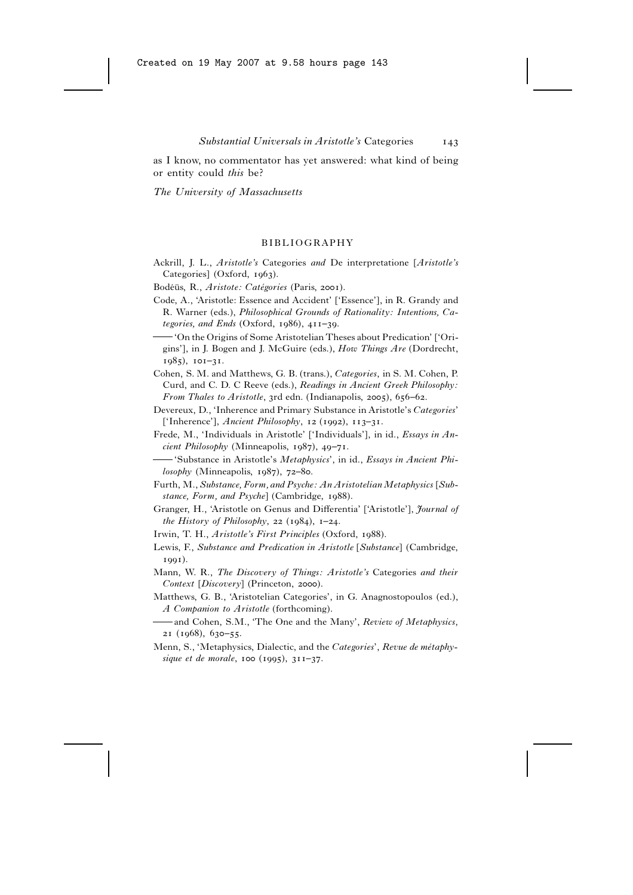as I know, no commentator has yet answered: what kind of being or entity could *this* be?

*The University of Massachusetts*

## BIBLIOGRAPHY

Ackrill, J. L., *Aristotle's* Categories *and* De interpretatione [*Aristotle's* Categories] (Oxford, 1963).

Bodéüs, R., *Aristote: Catégories* (Paris, 2001).

Code, A., 'Aristotle: Essence and Accident' ['Essence'], in R. Grandy and R. Warner (eds.), *Philosophical Grounds of Rationality: Intentions, Categories, and Ends* (Oxford, 1986), 411–39.

—— 'On the Origins of Some Aristotelian Theses about Predication' ['Origins'], in J. Bogen and J. McGuire (eds.), *How Things Are* (Dordrecht, 1985), 101–31.

Cohen, S. M. and Matthews, G. B. (trans.), *Categories*, in S. M. Cohen, P. Curd, and C. D. C Reeve (eds.), *Readings in Ancient Greek Philosophy: From Thales to Aristotle*, 3rd edn. (Indianapolis, 2005), 656–62.

Devereux, D., 'Inherence and Primary Substance in Aristotle's *Categories*' ['Inherence'], *Ancient Philosophy*, 12 (1992), 113–31.

Frede, M., 'Individuals in Aristotle' ['Individuals'], in id., *Essays in Ancient Philosophy* (Minneapolis, 1987), 49–71.

—— 'Substance in Aristotle's *Metaphysics*', in id., *Essays in Ancient Philosophy* (Minneapolis, 1987), 72–80.

Furth, M., *Substance, Form, and Psyche: An Aristotelian Metaphysics* [*Substance, Form, and Psyche*] (Cambridge, 1988).

Granger, H., 'Aristotle on Genus and Differentia' ['Aristotle'], *Journal of the History of Philosophy*, 22 (1984), 1–24.

Irwin, T. H., *Aristotle's First Principles* (Oxford, 1988).

Lewis, F., *Substance and Predication in Aristotle* [*Substance*] (Cambridge, 1991).

Mann, W. R., *The Discovery of Things: Aristotle's* Categories *and their Context* [*Discovery*] (Princeton, 2000).

Matthews, G. B., 'Aristotelian Categories', in G. Anagnostopoulos (ed.), *A Companion to Aristotle* (forthcoming).

—— and Cohen, S.M., 'The One and the Many', *Review of Metaphysics*, 21 (1968), 630–55.

Menn, S., 'Metaphysics, Dialectic, and the *Categories*', *Revue de métaphysique et de morale*, 100 (1995), 311–37.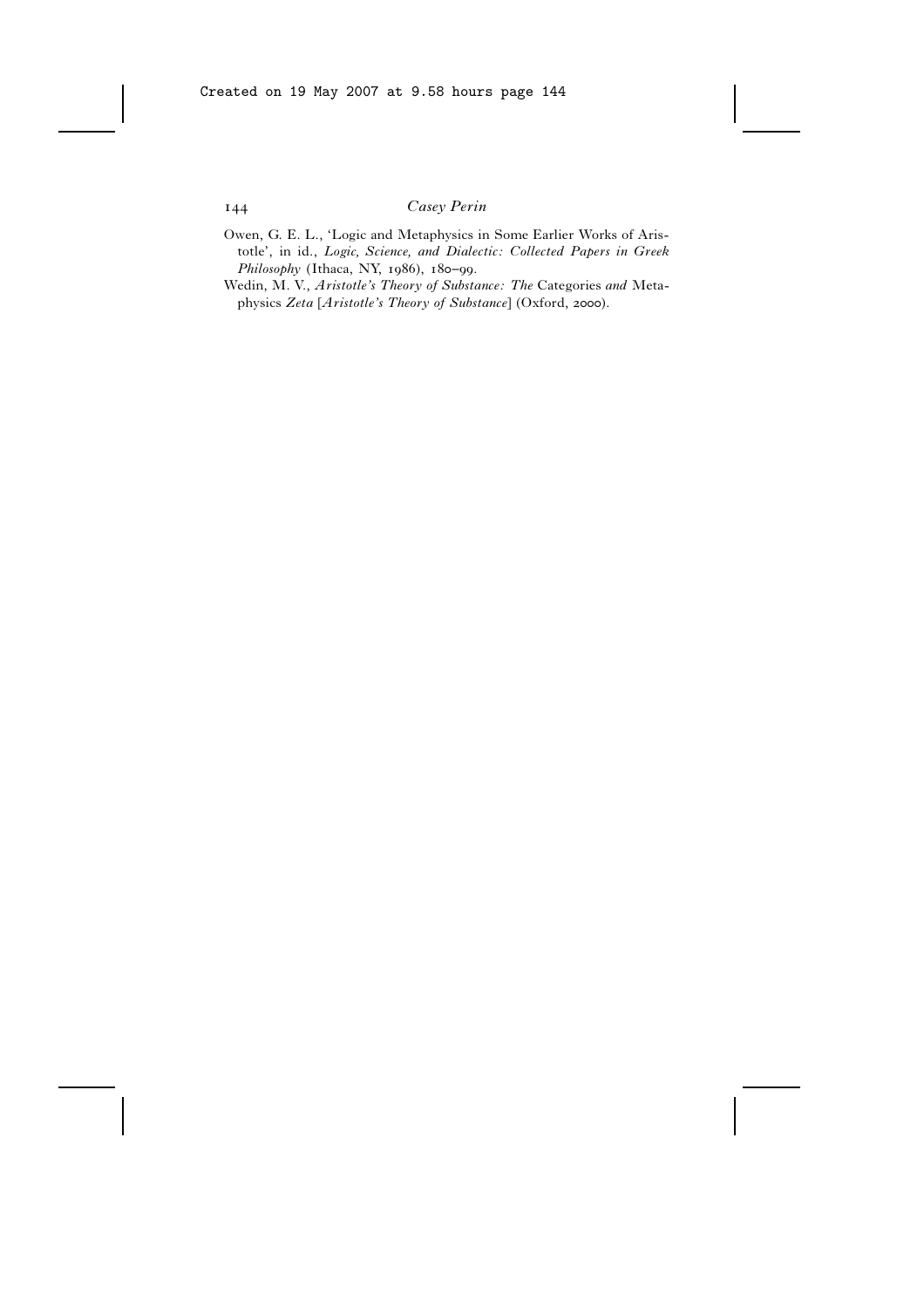Owen, G. E. L., 'Logic and Metaphysics in Some Earlier Works of Aristotle', in id., *Logic, Science, and Dialectic: Collected Papers in Greek Philosophy* (Ithaca, NY, 1986), 180–99.

Wedin, M. V., *Aristotle's Theory of Substance: The* Categories *and* Metaphysics *Zeta* [*Aristotle's Theory of Substance*] (Oxford, 2000).